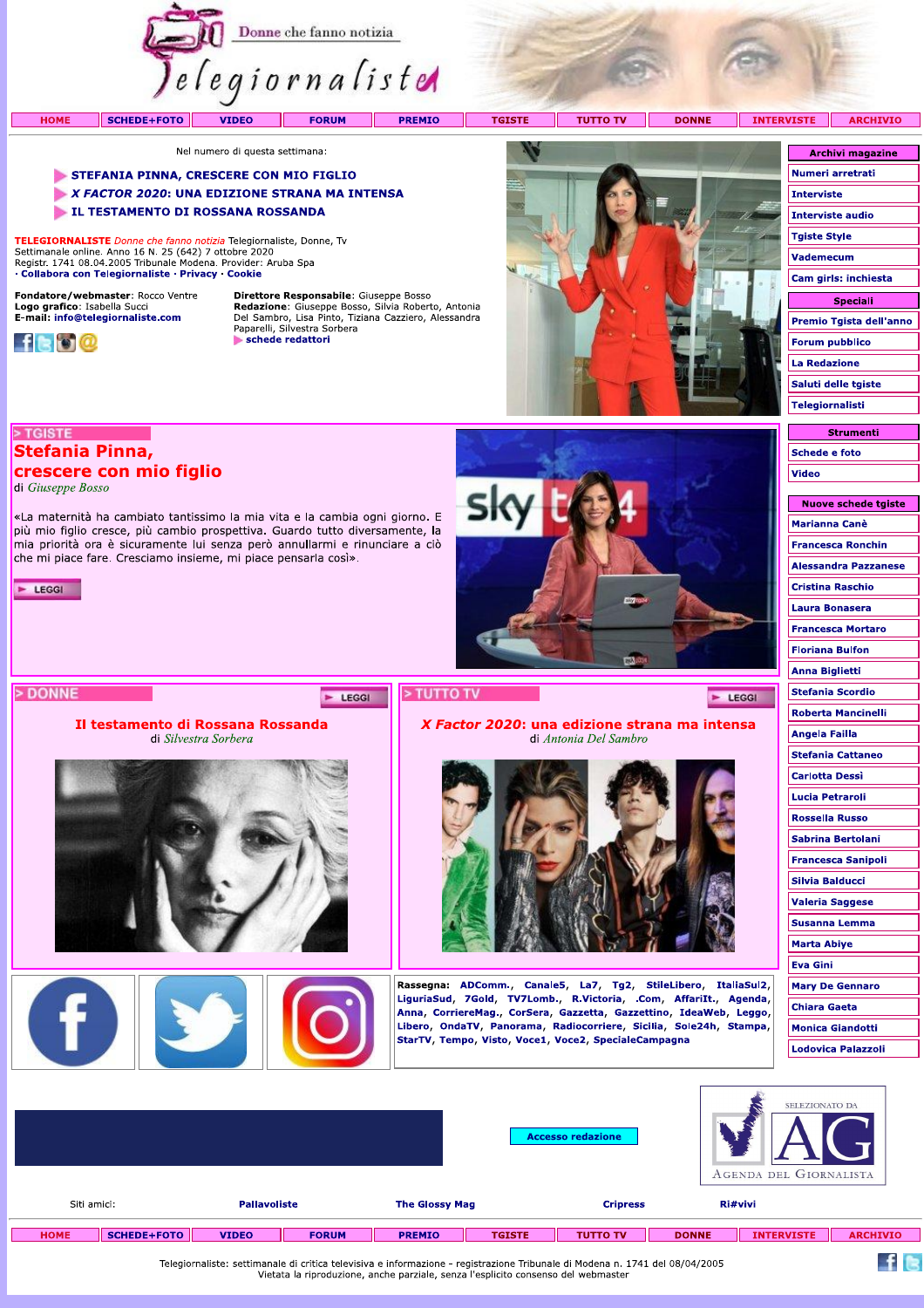Donne che fanno notizia

# Telegiornaliste

HOME | SCHEDE+FOTO | VIDEO | FORUM | PREMIO | TGISTE | TUTTO TV | DONNE | INTERVISTE | ARCHIVIO

Nel numero di questa settimana:

- STEFANIA PINNA, CRESCERE CON MIO FIGLIO
- *X FACTOR 2020*: UNA EDIZIONE STRANA MA INTENSA
- IL TESTAMENTO DI ROSSANA ROSSANDA

**TELEGIORNALISTE** *Donne che fanno notizia* Telegiornaliste, Donne, Tv
Settimanale online. Anno 16 N. 25 (642) 7 ottobre 2020
Registr. 1741 08.04.2005 Tribunale Modena. Provider: Aruba Spa
· Collabora con Telegiornaliste · Privacy · Cookie

**Fondatore/webmaster**: Rocco Ventre
**Logo grafico**: Isabella Succi
**E-mail:** info@telegiornaliste.com

**Direttore Responsabile**: Giuseppe Bosso
**Redazione**: Giuseppe Bosso, Silvia Roberto, Antonia Del Sambro, Lisa Pinto, Tiziana Cazziero, Alessandra Paparelli, Silvestra Sorbera
schede redattori

## > TGISTE

## Stefania Pinna, crescere con mio figlio

di *Giuseppe Bosso*

«La maternità ha cambiato tantissimo la mia vita e la cambia ogni giorno. E più mio figlio cresce, più cambio prospettiva. Guardo tutto diversamente, la mia priorità ora è sicuramente lui senza però annullarmi e rinunciare a ciò che mi piace fare. Cresciamo insieme, mi piace pensarla così».

LEGGI

## > DONNE

### Il testamento di Rossana Rossanda

di *Silvestra Sorbera*

LEGGI

## > TUTTO TV

### *X Factor 2020*: una edizione strana ma intensa

di *Antonia Del Sambro*

LEGGI

**Rassegna:** ADComm., Canale5, La7, Tg2, StileLibero, ItaliaSul2, LiguriaSud, 7Gold, TV7Lomb., R.Victoria, .Com, AffariIt., Agenda, Anna, CorriereMag., CorSera, Gazzetta, Gazzettino, IdeaWeb, Leggo, Libero, OndaTV, Panorama, Radiocorriere, Sicilia, Sole24h, Stampa, StarTV, Tempo, Visto, Voce1, Voce2, SpecialeCampagna

**Archivi magazine**
- Numeri arretrati
- Interviste
- Interviste audio
- Tgiste Style
- Vademecum
- Cam girls: inchiesta

**Speciali**
- Premio Tgista dell'anno
- Forum pubblico
- La Redazione
- Saluti delle tgiste
- Telegiornalisti

**Strumenti**
- Schede e foto
- Video

**Nuove schede tgiste**
- Marianna Canè
- Francesca Ronchin
- Alessandra Pazzanese
- Cristina Raschio
- Laura Bonasera
- Francesca Mortaro
- Floriana Bulfon
- Anna Biglietti
- Stefania Scordio
- Roberta Mancinelli
- Angela Failla
- Stefania Cattaneo
- Carlotta Dessì
- Lucia Petraroli
- Rossella Russo
- Sabrina Bertolani
- Francesca Sanipoli
- Silvia Balducci
- Valeria Saggese
- Susanna Lemma
- Marta Abiye
- Eva Gini
- Mary De Gennaro
- Chiara Gaeta
- Monica Giandotti
- Lodovica Palazzoli

Accesso redazione

SELEZIONATO DA AG Agenda del Giornalista

Siti amici: Pallavoliste | The Glossy Mag | Cripress | Ri#vivi

HOME | SCHEDE+FOTO | VIDEO | FORUM | PREMIO | TGISTE | TUTTO TV | DONNE | INTERVISTE | ARCHIVIO

Telegiornaliste: settimanale di critica televisiva e informazione - registrazione Tribunale di Modena n. 1741 del 08/04/2005
Vietata la riproduzione, anche parziale, senza l'esplicito consenso del webmaster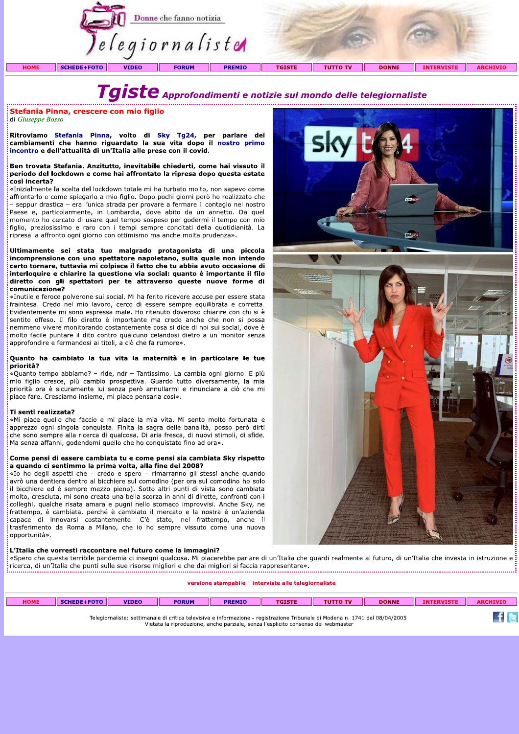Donne che fanno notizia

Telegiornaliste

HOME | SCHEDE+FOTO | VIDEO | FORUM | PREMIO | TGISTE | TUTTO TV | DONNE | INTERVISTE | ARCHIVIO

# Tgiste *Approfondimenti e notizie sul mondo delle telegiornaliste*

## Stefania Pinna, crescere con mio figlio

di *Giuseppe Bosso*

**Ritroviamo Stefania Pinna, volto di Sky Tg24, per parlare dei cambiamenti che hanno riguardato la sua vita dopo il nostro primo incontro e dell'attualità di un'Italia alle prese con il covid.**

**Ben trovata Stefania. Anzitutto, inevitabile chiederti, come hai vissuto il periodo del lockdown e come hai affrontato la ripresa dopo questa estate così incerta?**

«Inizialmente la scelta del lockdown totale mi ha turbato molto, non sapevo come affrontarlo e come spiegarlo a mio figlio. Dopo pochi giorni però ho realizzato che – seppur drastica – era l'unica strada per provare a fermare il contagio nel nostro Paese e, particolarmente, in Lombardia, dove abito da un annetto. Da quel momento ho cercato di usare quel tempo sospeso per godermi il tempo con mio figlio, preziosissimo e raro con i tempi sempre concitati della quotidianità. La ripresa la affronto ogni giorno con ottimismo ma anche molta prudenza».

**Ultimamente sei stata tuo malgrado protagonista di una piccola incomprensione con uno spettatore napoletano, sulla quale non intendo certo tornare, tuttavia mi colpisce il fatto che tu abbia avuto occasione di interloquire e chiarire la questione via social: quanto è importante il filo diretto con gli spettatori per te attraverso queste nuove forme di comunicazione?**

«Inutile e feroce polverone sui social. Mi ha ferito ricevere accuse per essere stata fraintesa. Credo nel mio lavoro, cerco di essere sempre equilibrata e corretta. Evidentemente mi sono espressa male. Ho ritenuto doveroso chiarire con chi si è sentito offeso. Il filo diretto è importante ma credo anche che non si possa nemmeno vivere monitorando costantemente cosa si dice di noi sui social, dove è molto facile puntare il dito contro qualcuno celandosi dietro a un monitor senza approfondire e fermandosi ai titoli, a ciò che fa rumore».

**Quanto ha cambiato la tua vita la maternità e in particolare le tue priorità?**

«Quanto tempo abbiamo? – ride, ndr – Tantissimo. La cambia ogni giorno. E più mio figlio cresce, più cambio prospettiva. Guardo tutto diversamente, la mia priorità ora è sicuramente lui senza però annullarmi e rinunciare a ciò che mi piace fare. Cresciamo insieme, mi piace pensarla così».

**Ti senti realizzata?**

«Mi piace quello che faccio e mi piace la mia vita. Mi sento molto fortunata e apprezzo ogni singola conquista. Finita la sagra delle banalità, posso però dirti che sono sempre alla ricerca di qualcosa. Di aria fresca, di nuovi stimoli, di sfide. Ma senza affanni, godendomi quello che ho conquistato fino ad ora».

**Come pensi di essere cambiata tu e come pensi sia cambiata Sky rispetto a quando ci sentimmo la prima volta, alla fine del 2008?**

«Io ho degli aspetti che – credo e spero – rimarranno gli stessi anche quando avrò una dentiera dentro al bicchiere sul comodino (per ora sul comodino ho solo il bicchiere ed è sempre mezzo pieno). Sotto altri punti di vista sono cambiata molto, cresciuta, mi sono creata una bella scorza in anni di dirette, confronti con i colleghi, qualche risata amara e pugni nello stomaco improvvisi. Anche Sky, ne frattempo, è cambiata, perché è cambiato il mercato e la nostra è un'azienda capace di innovarsi costantemente. C'è stato, nel frattempo, anche il trasferimento da Roma a Milano, che io ho sempre vissuto come una nuova opportunità».

**L'Italia che vorresti raccontare nel futuro come la immagini?**

«Spero che questa terribile pandemia ci insegni qualcosa. Mi piacerebbe parlare di un'Italia che guardi realmente al futuro, di un'Italia che investa in istruzione e ricerca, di un'Italia che punti sulle sue risorse migliori e che dai migliori si faccia rappresentare».

versione stampabile | interviste alle telegiornaliste

HOME | SCHEDE+FOTO | VIDEO | FORUM | PREMIO | TGISTE | TUTTO TV | DONNE | INTERVISTE | ARCHIVIO

Telegiornaliste: settimanale di critica televisiva e informazione - registrazione Tribunale di Modena n. 1741 del 08/04/2005
Vietata la riproduzione, anche parziale, senza l'esplicito consenso del webmaster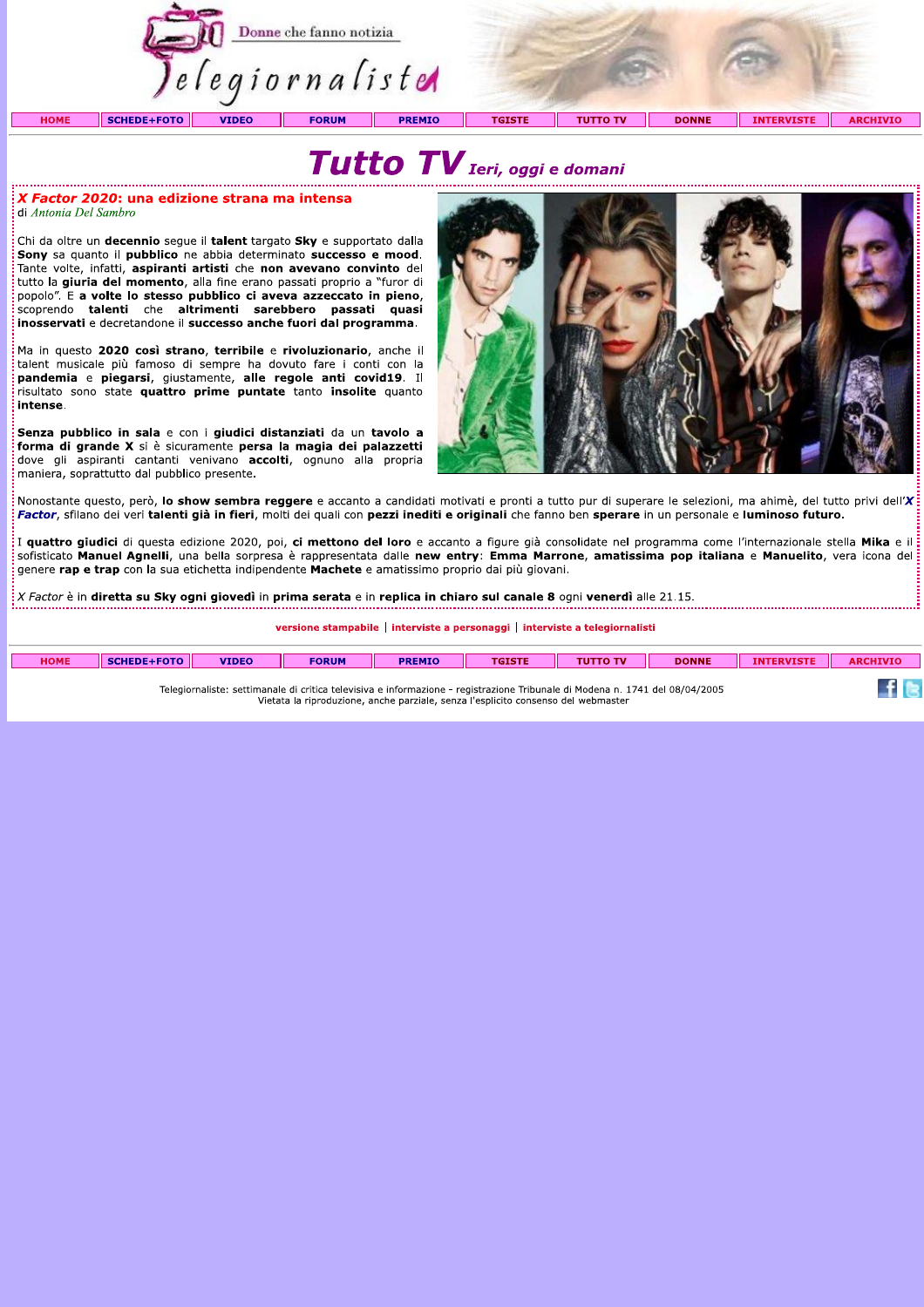# Tutto TV *Ieri, oggi e domani*

## *X Factor 2020*: una edizione strana ma intensa

di *Antonia Del Sambro*

Chi da oltre un **decennio** segue il **talent** targato **Sky** e supportato dalla **Sony** sa quanto il **pubblico** ne abbia determinato **successo e mood**. Tante volte, infatti, **aspiranti artisti** che **non avevano convinto** del tutto la **giuria del momento**, alla fine erano passati proprio a "furor di popolo". E **a volte lo stesso pubblico ci aveva azzeccato in pieno**, scoprendo **talenti** che **altrimenti sarebbero passati quasi inosservati** e decretandone il **successo anche fuori dal programma**.

Ma in questo **2020 così strano**, **terribile** e **rivoluzionario**, anche il talent musicale più famoso di sempre ha dovuto fare i conti con la **pandemia** e **piegarsi**, giustamente, **alle regole anti covid19**. Il risultato sono state **quattro prime puntate** tanto **insolite** quanto **intense**.

**Senza pubblico in sala** e con i **giudici distanziati** da un **tavolo a forma di grande X** si è sicuramente **persa la magia dei palazzetti** dove gli aspiranti cantanti venivano **accolti**, ognuno alla propria maniera, soprattutto dal pubblico presente.

Nonostante questo, però, **lo show sembra reggere** e accanto a candidati motivati e pronti a tutto pur di superare le selezioni, ma ahimè, del tutto privi dell'***X Factor***, sfilano dei veri **talenti già in fieri**, molti dei quali con **pezzi inediti e originali** che fanno ben **sperare** in un personale e **luminoso futuro.**

I **quattro giudici** di questa edizione 2020, poi, **ci mettono del loro** e accanto a figure già consolidate nel programma come l'internazionale stella **Mika** e il sofisticato **Manuel Agnelli**, una bella sorpresa è rappresentata dalle **new entry**: **Emma Marrone**, **amatissima pop italiana** e **Manuelito**, vera icona del genere **rap e trap** con la sua etichetta indipendente **Machete** e amatissimo proprio dai più giovani.

*X Factor* è in **diretta su Sky ogni giovedì** in **prima serata** e in **replica in chiaro sul canale 8** ogni **venerdì** alle 21.15.

versione stampabile | interviste a personaggi | interviste a telegiornalisti

Telegiornaliste: settimanale di critica televisiva e informazione - registrazione Tribunale di Modena n. 1741 del 08/04/2005
Vietata la riproduzione, anche parziale, senza l'esplicito consenso del webmaster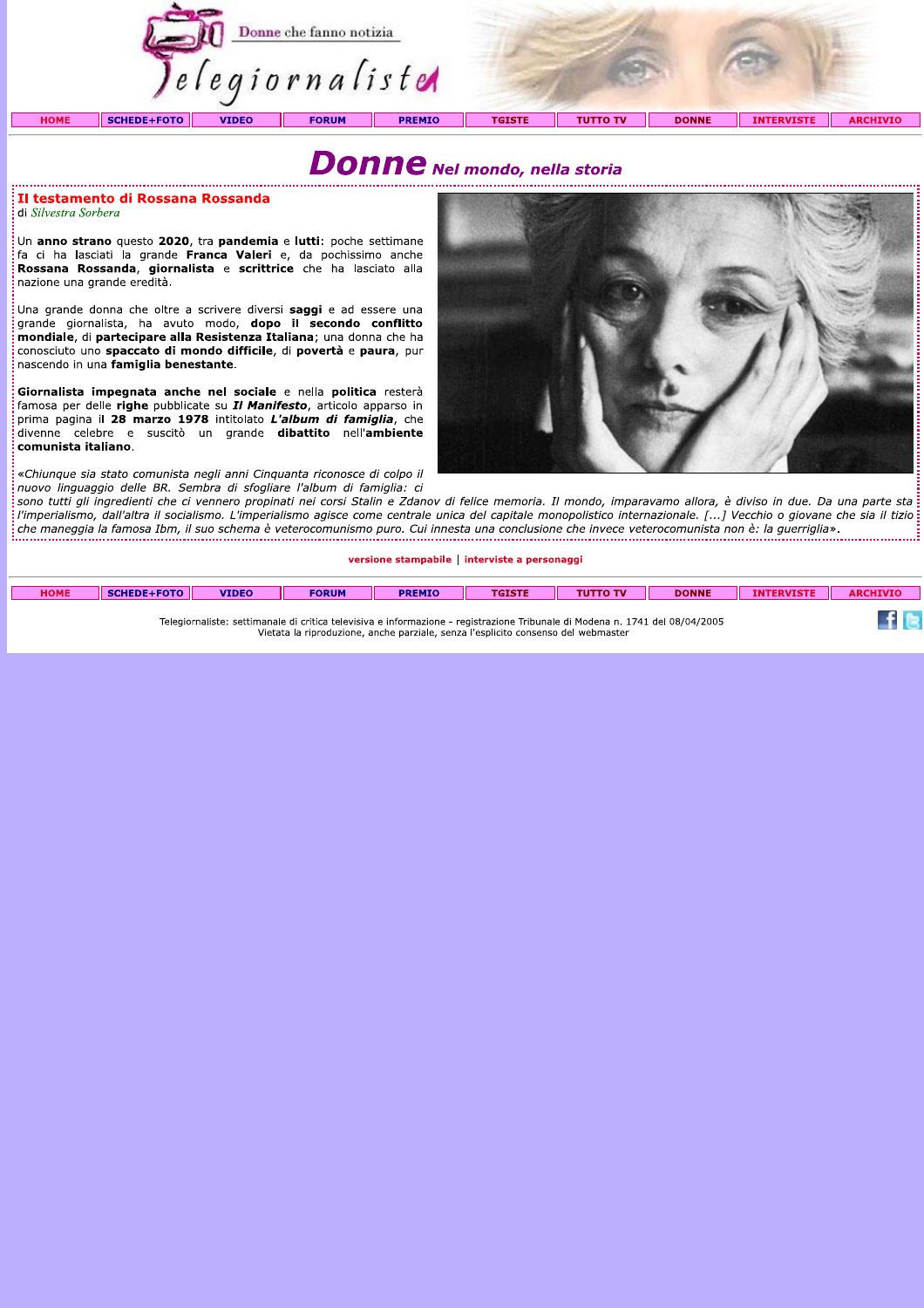# Donne *Nel mondo, nella storia*

## Il testamento di Rossana Rossanda

di *Silvestra Sorbera*

Un **anno strano** questo **2020**, tra **pandemia** e **lutti**: poche settimane fa ci ha **l**asciati la grande **Franca Valeri** e, da pochissimo anche **Rossana Rossanda**, **giornalista** e **scrittrice** che ha lasciato alla nazione una grande eredità.

Una grande donna che oltre a scrivere diversi **saggi** e ad essere una grande giornalista, ha avuto modo, **dopo il secondo conflitto mondiale**, di **partecipare alla Resistenza Italiana**; una donna che ha conosciuto uno **spaccato di mondo difficile**, di **povertà** e **paura**, pur nascendo in una **famiglia benestante**.

**Giornalista impegnata anche nel sociale** e nella **politica** resterà famosa per delle **righe** pubblicate su ***Il Manifesto***, articolo apparso in prima pagina i**l 28 marzo 1978** intitolato ***L'album di famiglia***, che divenne celebre e suscitò un grande **dibattito** nell'**ambiente comunista italiano**.

*«Chiunque sia stato comunista negli anni Cinquanta riconosce di colpo il nuovo linguaggio delle BR. Sembra di sfogliare l'album di famiglia: ci sono tutti gli ingredienti che ci vennero propinati nei corsi Stalin e Zdanov di felice memoria. Il mondo, imparavamo allora, è diviso in due. Da una parte sta l'imperialismo, dall'altra il socialismo. L'imperialismo agisce come centrale unica del capitale monopolistico internazionale. [...] Vecchio o giovane che sia il tizio che maneggia la famosa Ibm, il suo schema è veterocomunismo puro. Cui innesta una conclusione che invece veterocomunista non è: la guerriglia»*.

versione stampabile | interviste a personaggi

Telegiornaliste: settimanale di critica televisiva e informazione - registrazione Tribunale di Modena n. 1741 del 08/04/2005
Vietata la riproduzione, anche parziale, senza l'esplicito consenso del webmaster